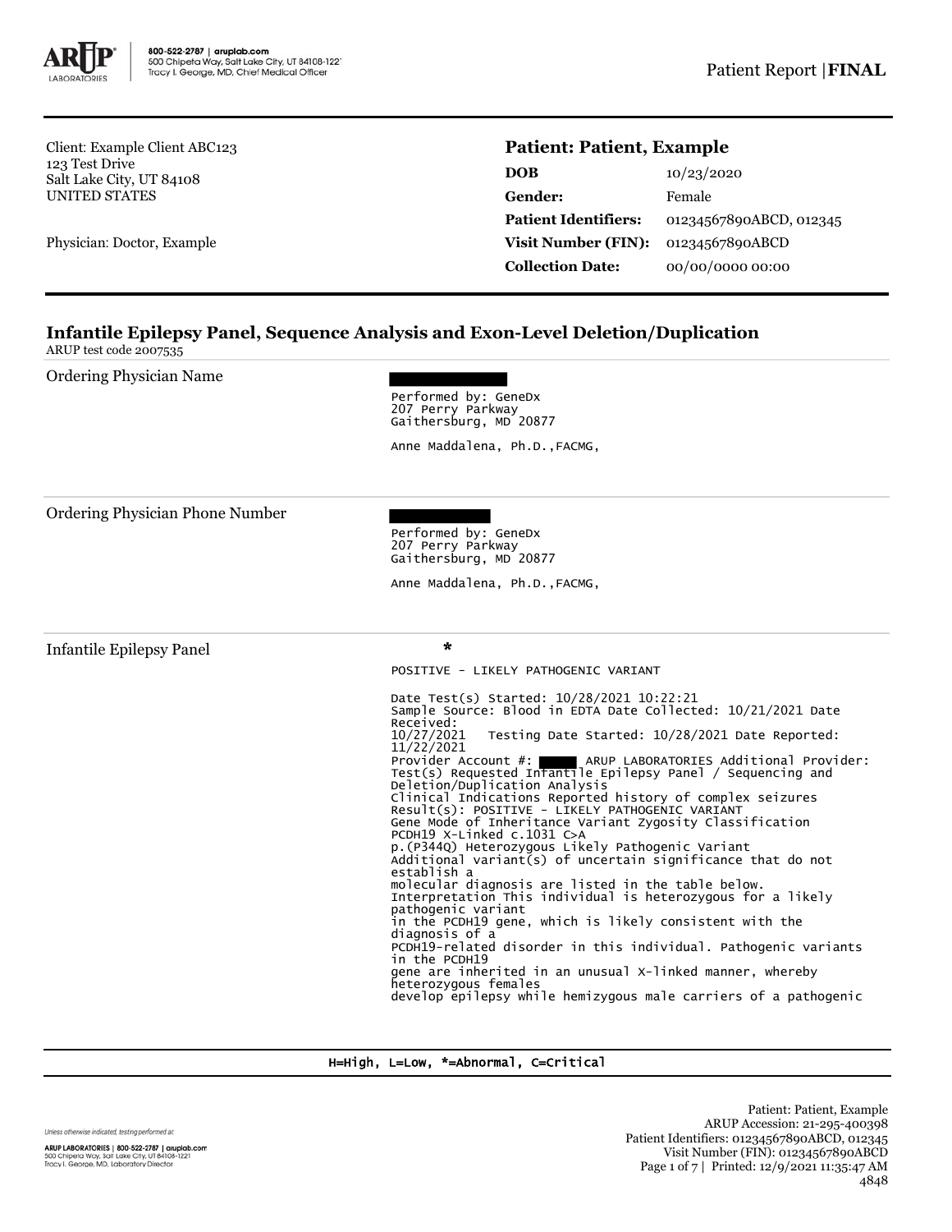Client: Example Client ABC123
123 Test Drive
Salt Lake City, UT 84108
UNITED STATES

Physician: Doctor, Example

## Patient: Patient, Example

| | |
|---|---|
| **DOB** | 10/23/2020 |
| **Gender:** | Female |
| **Patient Identifiers:** | 01234567890ABCD, 012345 |
| **Visit Number (FIN):** | 01234567890ABCD |
| **Collection Date:** | 00/00/0000 00:00 |

## Infantile Epilepsy Panel, Sequence Analysis and Exon-Level Deletion/Duplication

ARUP test code 2007535

**Ordering Physician Name**

Performed by: GeneDx
207 Perry Parkway
Gaithersburg, MD 20877

Anne Maddalena, Ph.D.,FACMG,

**Ordering Physician Phone Number**

Performed by: GeneDx
207 Perry Parkway
Gaithersburg, MD 20877

Anne Maddalena, Ph.D.,FACMG,

**Infantile Epilepsy Panel** *

POSITIVE - LIKELY PATHOGENIC VARIANT

Date Test(s) Started: 10/28/2021 10:22:21
Sample Source: Blood in EDTA Date Collected: 10/21/2021 Date Received:
10/27/2021 Testing Date Started: 10/28/2021 Date Reported:
11/22/2021
Provider Account #: ARUP LABORATORIES Additional Provider:
Test(s) Requested Infantile Epilepsy Panel / Sequencing and Deletion/Duplication Analysis
Clinical Indications Reported history of complex seizures
Result(s): POSITIVE - LIKELY PATHOGENIC VARIANT
Gene Mode of Inheritance Variant Zygosity Classification
PCDH19 X-Linked c.1031 C>A
p.(P344Q) Heterozygous Likely Pathogenic Variant
Additional variant(s) of uncertain significance that do not establish a
molecular diagnosis are listed in the table below.
Interpretation This individual is heterozygous for a likely pathogenic variant
in the PCDH19 gene, which is likely consistent with the diagnosis of a
PCDH19-related disorder in this individual. Pathogenic variants in the PCDH19
gene are inherited in an unusual X-linked manner, whereby heterozygous females
develop epilepsy while hemizygous male carriers of a pathogenic

H=High, L=Low, *=Abnormal, C=Critical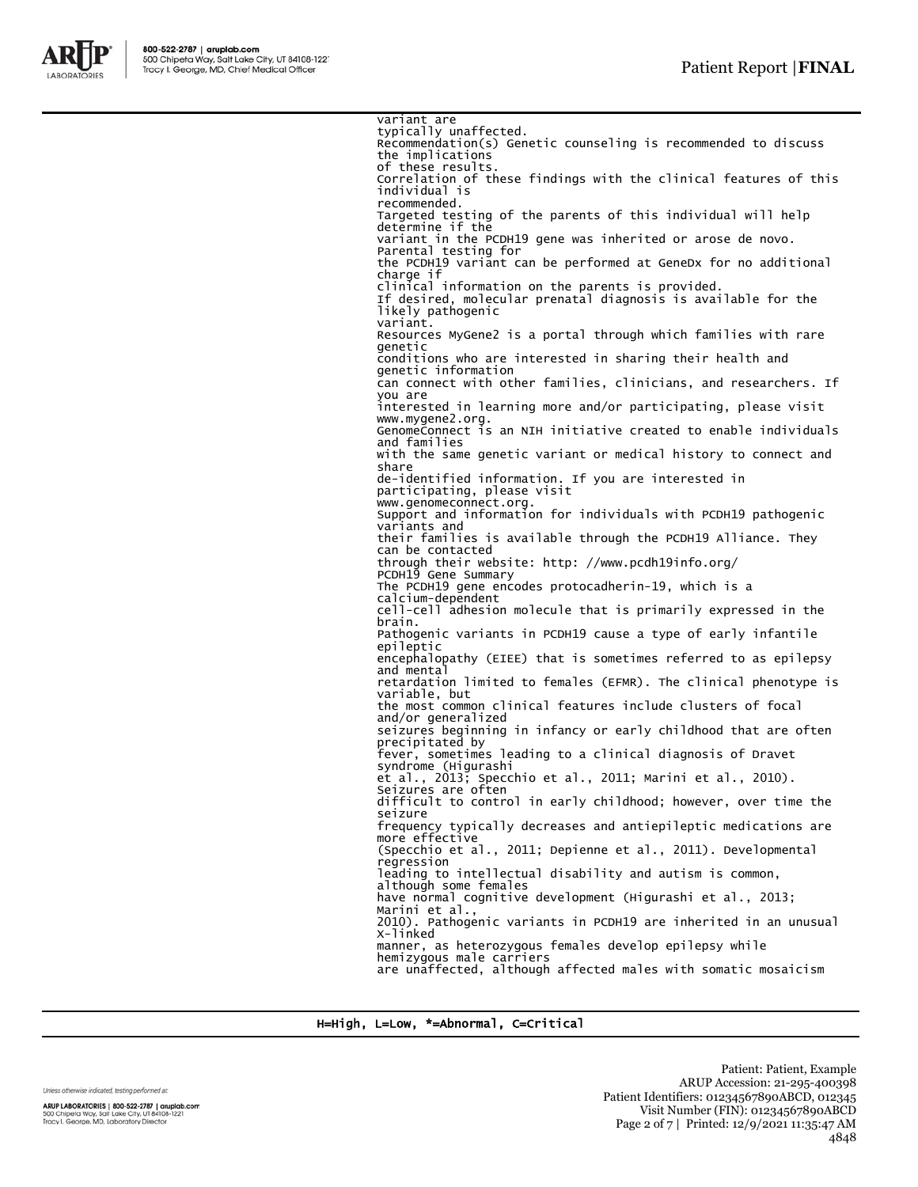variant are
typically unaffected.
Recommendation(s) Genetic counseling is recommended to discuss the implications
of these results.
Correlation of these findings with the clinical features of this individual is
recommended.
Targeted testing of the parents of this individual will help determine if the
variant in the PCDH19 gene was inherited or arose de novo. Parental testing for
the PCDH19 variant can be performed at GeneDx for no additional charge if
clinical information on the parents is provided.
If desired, molecular prenatal diagnosis is available for the likely pathogenic
variant.
Resources MyGene2 is a portal through which families with rare genetic
conditions who are interested in sharing their health and genetic information
can connect with other families, clinicians, and researchers. If you are
interested in learning more and/or participating, please visit
www.mygene2.org.
GenomeConnect is an NIH initiative created to enable individuals and families
with the same genetic variant or medical history to connect and share
de-identified information. If you are interested in participating, please visit
www.genomeconnect.org.
Support and information for individuals with PCDH19 pathogenic variants and
their families is available through the PCDH19 Alliance. They can be contacted
through their website: http: //www.pcdh19info.org/
PCDH19 Gene Summary
The PCDH19 gene encodes protocadherin-19, which is a calcium-dependent
cell-cell adhesion molecule that is primarily expressed in the brain.
Pathogenic variants in PCDH19 cause a type of early infantile epileptic
encephalopathy (EIEE) that is sometimes referred to as epilepsy and mental
retardation limited to females (EFMR). The clinical phenotype is variable, but
the most common clinical features include clusters of focal and/or generalized
seizures beginning in infancy or early childhood that are often precipitated by
fever, sometimes leading to a clinical diagnosis of Dravet syndrome (Higurashi
et al., 2013; Specchio et al., 2011; Marini et al., 2010). Seizures are often
difficult to control in early childhood; however, over time the seizure
frequency typically decreases and antiepileptic medications are more effective
(Specchio et al., 2011; Depienne et al., 2011). Developmental regression
leading to intellectual disability and autism is common, although some females
have normal cognitive development (Higurashi et al., 2013; Marini et al.,
2010). Pathogenic variants in PCDH19 are inherited in an unusual X-linked
manner, as heterozygous females develop epilepsy while hemizygous male carriers
are unaffected, although affected males with somatic mosaicism

H=High, L=Low, *=Abnormal, C=Critical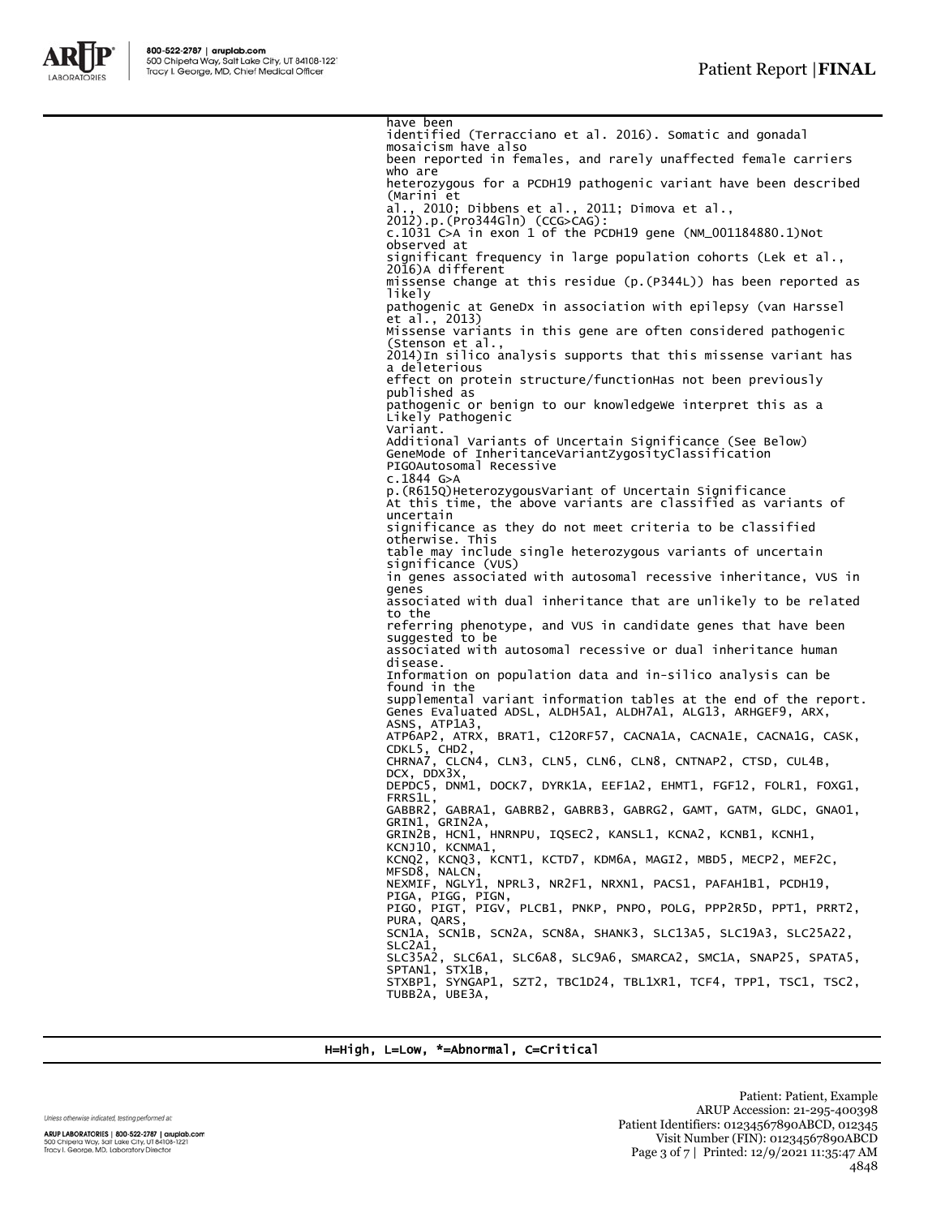have been
identified (Terracciano et al. 2016). Somatic and gonadal mosaicism have also
been reported in females, and rarely unaffected female carriers who are
heterozygous for a PCDH19 pathogenic variant have been described (Marini et
al., 2010; Dibbens et al., 2011; Dimova et al., 2012).p.(Pro344Gln) (CCG>CAG):
c.1031 C>A in exon 1 of the PCDH19 gene (NM_001184880.1)Not observed at
significant frequency in large population cohorts (Lek et al., 2016)A different
missense change at this residue (p.(P344L)) has been reported as likely
pathogenic at GeneDx in association with epilepsy (van Harssel et al., 2013)
Missense variants in this gene are often considered pathogenic (Stenson et al.,
2014)In silico analysis supports that this missense variant has a deleterious
effect on protein structure/functionHas not been previously published as
pathogenic or benign to our knowledgeWe interpret this as a Likely Pathogenic
Variant.

Additional Variants of Uncertain Significance (See Below)

| Gene | Mode of Inheritance | Variant | Zygosity | Classification |
|---|---|---|---|---|
| PIGO | Autosomal Recessive | c.1844 G>A p.(R615Q) | Heterozygous | Variant of Uncertain Significance |

At this time, the above variants are classified as variants of uncertain
significance as they do not meet criteria to be classified otherwise. This
table may include single heterozygous variants of uncertain significance (VUS)
in genes associated with autosomal recessive inheritance, VUS in genes
associated with dual inheritance that are unlikely to be related to the
referring phenotype, and VUS in candidate genes that have been suggested to be
associated with autosomal recessive or dual inheritance human disease.
Information on population data and in-silico analysis can be found in the
supplemental variant information tables at the end of the report.

Genes Evaluated ADSL, ALDH5A1, ALDH7A1, ALG13, ARHGEF9, ARX, ASNS, ATP1A3,
ATP6AP2, ATRX, BRAT1, C12ORF57, CACNA1A, CACNA1E, CACNA1G, CASK, CDKL5, CHD2,
CHRNA7, CLCN4, CLN3, CLN5, CLN6, CLN8, CNTNAP2, CTSD, CUL4B, DCX, DDX3X,
DEPDC5, DNM1, DOCK7, DYRK1A, EEF1A2, EHMT1, FGF12, FOLR1, FOXG1, FRRS1L,
GABBR2, GABRA1, GABRB2, GABRB3, GABRG2, GAMT, GATM, GLDC, GNAO1, GRIN1, GRIN2A,
GRIN2B, HCN1, HNRNPU, IQSEC2, KANSL1, KCNA2, KCNB1, KCNH1, KCNJ10, KCNMA1,
KCNQ2, KCNQ3, KCNT1, KCTD7, KDM6A, MAGI2, MBD5, MECP2, MEF2C, MFSD8, NALCN,
NEXMIF, NGLY1, NPRL3, NR2F1, NRXN1, PACS1, PAFAH1B1, PCDH19, PIGA, PIGG, PIGN,
PIGO, PIGT, PIGV, PLCB1, PNKP, PNPO, POLG, PPP2R5D, PPT1, PRRT2, PURA, QARS,
SCN1A, SCN1B, SCN2A, SCN8A, SHANK3, SLC13A5, SLC19A3, SLC25A22, SLC2A1,
SLC35A2, SLC6A1, SLC6A8, SLC9A6, SMARCA2, SMC1A, SNAP25, SPATA5, SPTAN1, STX1B,
STXBP1, SYNGAP1, SZT2, TBC1D24, TBL1XR1, TCF4, TPP1, TSC1, TSC2, TUBB2A, UBE3A,

H=High, L=Low, *=Abnormal, C=Critical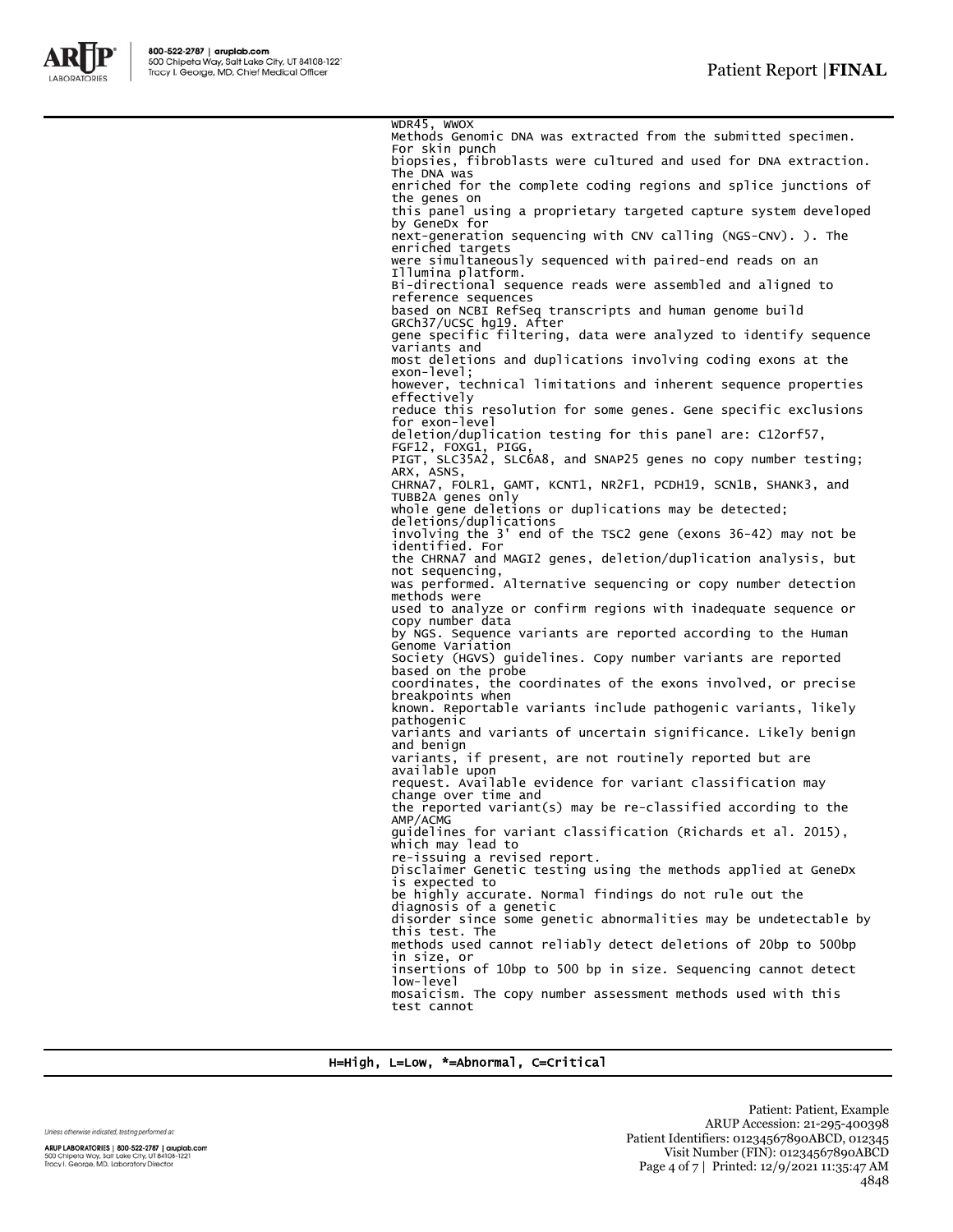WDR45, WWOX

Methods Genomic DNA was extracted from the submitted specimen. For skin punch biopsies, fibroblasts were cultured and used for DNA extraction. The DNA was enriched for the complete coding regions and splice junctions of the genes on this panel using a proprietary targeted capture system developed by GeneDx for next-generation sequencing with CNV calling (NGS-CNV). ). The enriched targets were simultaneously sequenced with paired-end reads on an Illumina platform. Bi-directional sequence reads were assembled and aligned to reference sequences based on NCBI RefSeq transcripts and human genome build GRCh37/UCSC hg19. After gene specific filtering, data were analyzed to identify sequence variants and most deletions and duplications involving coding exons at the exon-level; however, technical limitations and inherent sequence properties effectively reduce this resolution for some genes. Gene specific exclusions for exon-level deletion/duplication testing for this panel are: C12orf57, FGF12, FOXG1, PIGG, PIGT, SLC35A2, SLC6A8, and SNAP25 genes no copy number testing; ARX, ASNS, CHRNA7, FOLR1, GAMT, KCNT1, NR2F1, PCDH19, SCN1B, SHANK3, and TUBB2A genes only whole gene deletions or duplications may be detected; deletions/duplications involving the 3' end of the TSC2 gene (exons 36-42) may not be identified. For the CHRNA7 and MAGI2 genes, deletion/duplication analysis, but not sequencing, was performed. Alternative sequencing or copy number detection methods were used to analyze or confirm regions with inadequate sequence or copy number data by NGS. Sequence variants are reported according to the Human Genome Variation Society (HGVS) guidelines. Copy number variants are reported based on the probe coordinates, the coordinates of the exons involved, or precise breakpoints when known. Reportable variants include pathogenic variants, likely pathogenic variants and variants of uncertain significance. Likely benign and benign variants, if present, are not routinely reported but are available upon request. Available evidence for variant classification may change over time and the reported variant(s) may be re-classified according to the AMP/ACMG guidelines for variant classification (Richards et al. 2015), which may lead to re-issuing a revised report.

Disclaimer Genetic testing using the methods applied at GeneDx is expected to be highly accurate. Normal findings do not rule out the diagnosis of a genetic disorder since some genetic abnormalities may be undetectable by this test. The methods used cannot reliably detect deletions of 20bp to 500bp in size, or insertions of 10bp to 500 bp in size. Sequencing cannot detect low-level mosaicism. The copy number assessment methods used with this test cannot

H=High, L=Low, *=Abnormal, C=Critical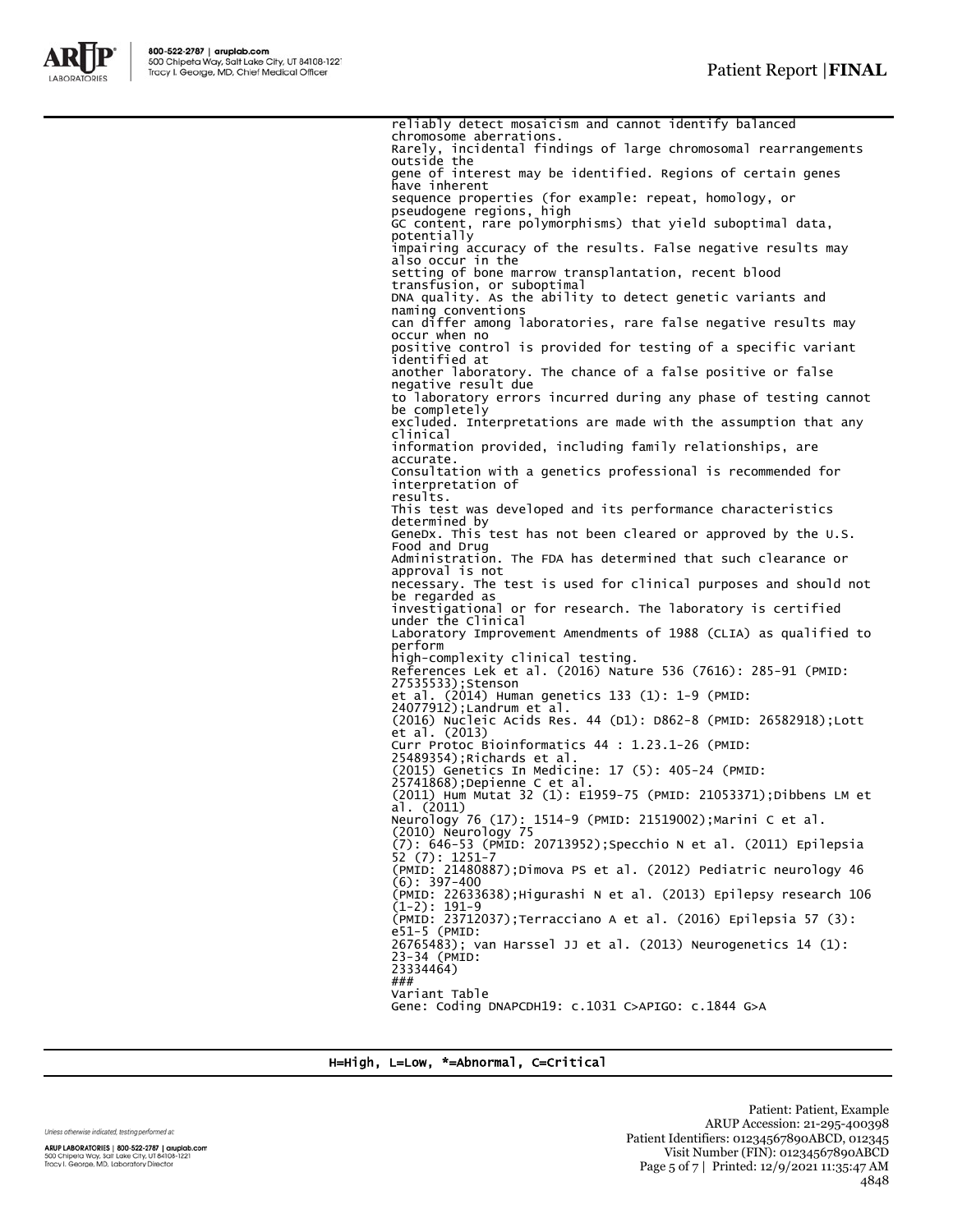reliably detect mosaicism and cannot identify balanced chromosome aberrations.
Rarely, incidental findings of large chromosomal rearrangements outside the gene of interest may be identified. Regions of certain genes have inherent sequence properties (for example: repeat, homology, or pseudogene regions, high GC content, rare polymorphisms) that yield suboptimal data, potentially impairing accuracy of the results. False negative results may also occur in the setting of bone marrow transplantation, recent blood transfusion, or suboptimal DNA quality. As the ability to detect genetic variants and naming conventions can differ among laboratories, rare false negative results may occur when no positive control is provided for testing of a specific variant identified at another laboratory. The chance of a false positive or false negative result due to laboratory errors incurred during any phase of testing cannot be completely excluded. Interpretations are made with the assumption that any clinical information provided, including family relationships, are accurate.
Consultation with a genetics professional is recommended for interpretation of results.
This test was developed and its performance characteristics determined by GeneDx. This test has not been cleared or approved by the U.S. Food and Drug Administration. The FDA has determined that such clearance or approval is not necessary. The test is used for clinical purposes and should not be regarded as investigational or for research. The laboratory is certified under the Clinical Laboratory Improvement Amendments of 1988 (CLIA) as qualified to perform high-complexity clinical testing.
References Lek et al. (2016) Nature 536 (7616): 285-91 (PMID: 27535533);Stenson et al. (2014) Human genetics 133 (1): 1-9 (PMID: 24077912);Landrum et al. (2016) Nucleic Acids Res. 44 (D1): D862-8 (PMID: 26582918);Lott et al. (2013) Curr Protoc Bioinformatics 44 : 1.23.1-26 (PMID: 25489354);Richards et al. (2015) Genetics In Medicine: 17 (5): 405-24 (PMID: 25741868);Depienne C et al. (2011) Hum Mutat 32 (1): E1959-75 (PMID: 21053371);Dibbens LM et al. (2011) Neurology 76 (17): 1514-9 (PMID: 21519002);Marini C et al. (2010) Neurology 75 (7): 646-53 (PMID: 20713952);Specchio N et al. (2011) Epilepsia 52 (7): 1251-7 (PMID: 21480887);Dimova PS et al. (2012) Pediatric neurology 46 (6): 397-400 (PMID: 22633638);Higurashi N et al. (2013) Epilepsy research 106 (1-2): 191-9 (PMID: 23712037);Terracciano A et al. (2016) Epilepsia 57 (3): e51-5 (PMID: 26765483); van Harssel JJ et al. (2013) Neurogenetics 14 (1): 23-34 (PMID: 23334464)
###
Variant Table
Gene: Coding DNAPCDH19: c.1031 C>APIGO: c.1844 G>A

H=High, L=Low, *=Abnormal, C=Critical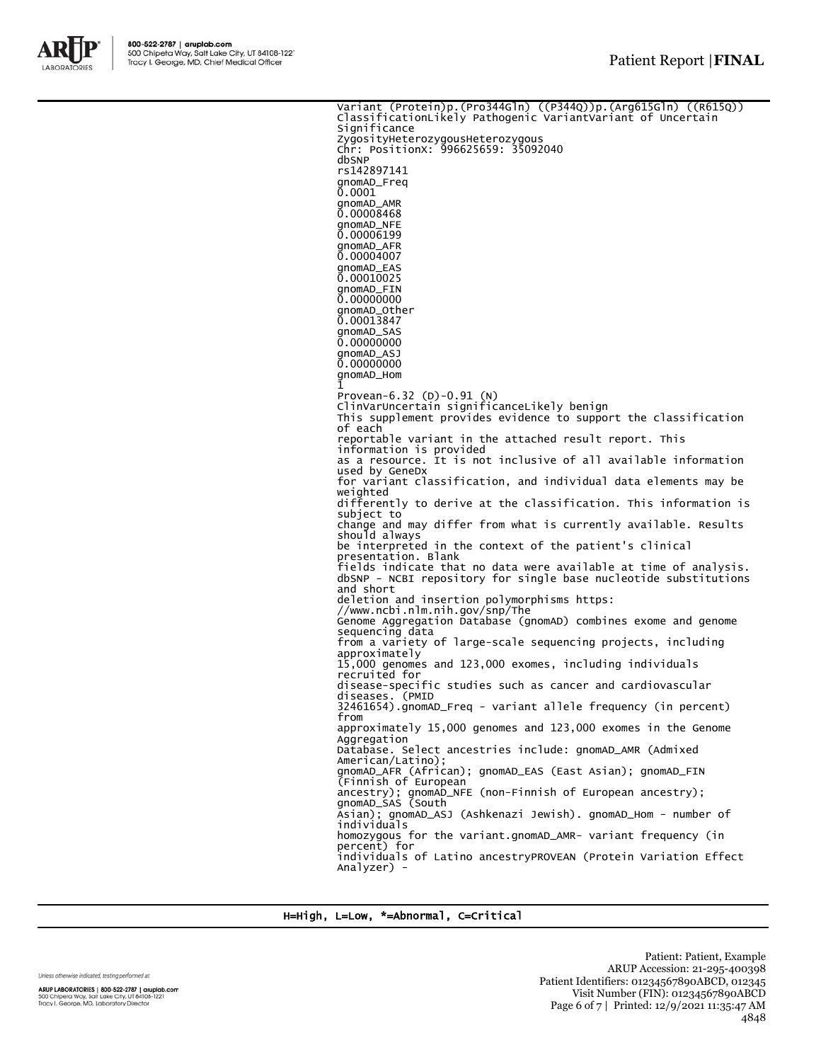Variant (Protein)p.(Pro344Gln) ((P344Q))p.(Arg615Gln) ((R615Q))
ClassificationLikely Pathogenic VariantVariant of Uncertain Significance
ZygosityHeterozygousHeterozygous
Chr: PositionX: 996625659: 35092040
dbSNP
rs142897141
gnomAD_Freq
0.0001
gnomAD_AMR
0.00008468
gnomAD_NFE
0.00006199
gnomAD_AFR
0.00004007
gnomAD_EAS
0.00010025
gnomAD_FIN
0.00000000
gnomAD_Other
0.00013847
gnomAD_SAS
0.00000000
gnomAD_ASJ
0.00000000
gnomAD_Hom
1
Provean-6.32 (D)-0.91 (N)
ClinVarUncertain significanceLikely benign
This supplement provides evidence to support the classification of each
reportable variant in the attached result report. This information is provided
as a resource. It is not inclusive of all available information used by GeneDx
for variant classification, and individual data elements may be weighted
differently to derive at the classification. This information is subject to
change and may differ from what is currently available. Results should always
be interpreted in the context of the patient's clinical presentation. Blank
fields indicate that no data were available at time of analysis.
dbSNP - NCBI repository for single base nucleotide substitutions and short
deletion and insertion polymorphisms https:
//www.ncbi.nlm.nih.gov/snp/The
Genome Aggregation Database (gnomAD) combines exome and genome sequencing data
from a variety of large-scale sequencing projects, including approximately
15,000 genomes and 123,000 exomes, including individuals recruited for
disease-specific studies such as cancer and cardiovascular diseases. (PMID
32461654).gnomAD_Freq - variant allele frequency (in percent) from
approximately 15,000 genomes and 123,000 exomes in the Genome Aggregation
Database. Select ancestries include: gnomAD_AMR (Admixed American/Latino);
gnomAD_AFR (African); gnomAD_EAS (East Asian); gnomAD_FIN (Finnish of European
ancestry); gnomAD_NFE (non-Finnish of European ancestry); gnomAD_SAS (South
Asian); gnomAD_ASJ (Ashkenazi Jewish). gnomAD_Hom - number of individuals
homozygous for the variant.gnomAD_AMR- variant frequency (in percent) for
individuals of Latino ancestryPROVEAN (Protein Variation Effect Analyzer) -

H=High, L=Low, *=Abnormal, C=Critical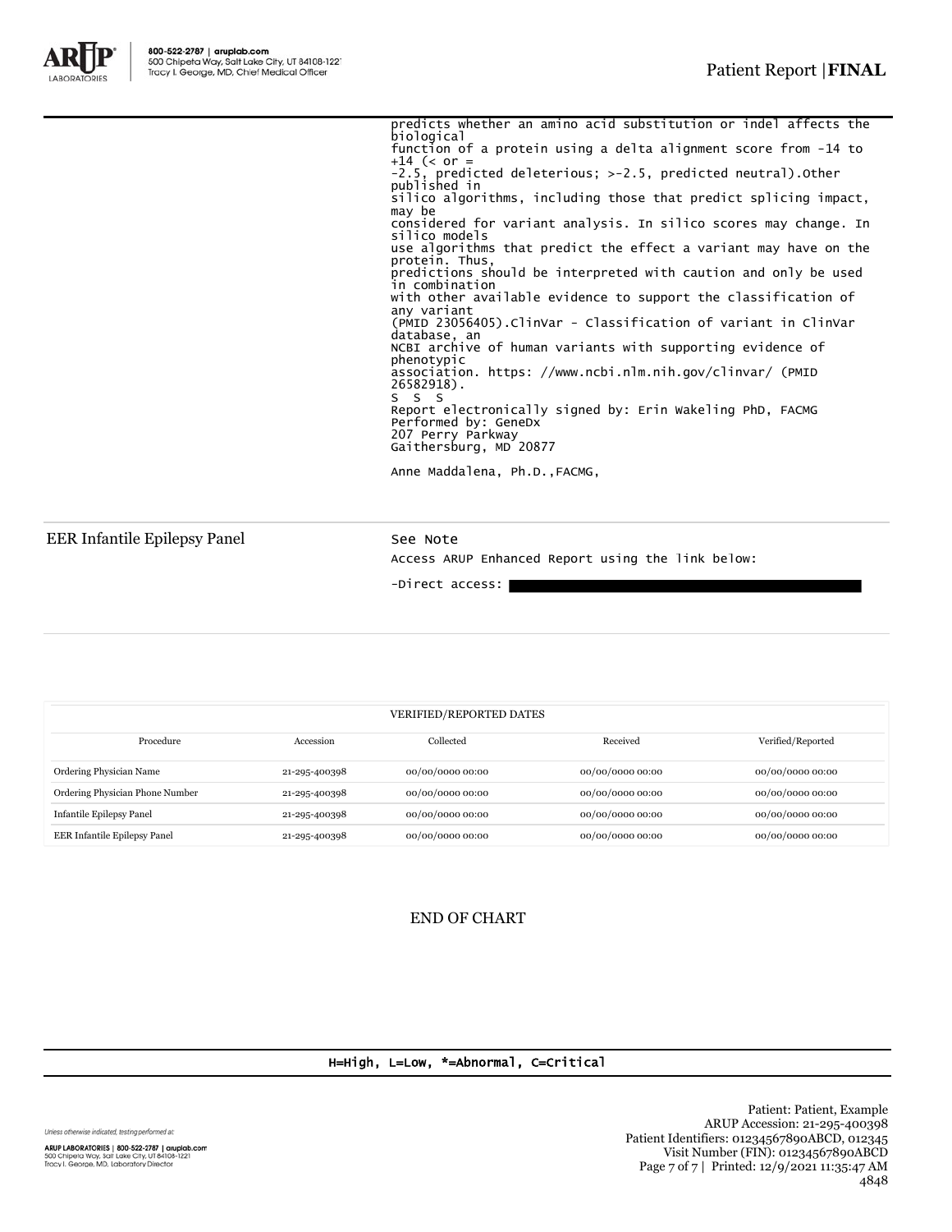predicts whether an amino acid substitution or indel affects the biological
function of a protein using a delta alignment score from -14 to +14 (< or =
-2.5, predicted deleterious; >-2.5, predicted neutral).Other published in
silico algorithms, including those that predict splicing impact, may be
considered for variant analysis. In silico scores may change. In silico models
use algorithms that predict the effect a variant may have on the protein. Thus,
predictions should be interpreted with caution and only be used in combination
with other available evidence to support the classification of any variant
(PMID 23056405).ClinVar - Classification of variant in ClinVar database, an
NCBI archive of human variants with supporting evidence of phenotypic
association. https: //www.ncbi.nlm.nih.gov/clinvar/ (PMID 26582918).
S S S
Report electronically signed by: Erin Wakeling PhD, FACMG
Performed by: GeneDx
207 Perry Parkway
Gaithersburg, MD 20877

Anne Maddalena, Ph.D.,FACMG,

| | |
|---|---|
| EER Infantile Epilepsy Panel | See Note<br>Access ARUP Enhanced Report using the link below:<br>-Direct access: |

VERIFIED/REPORTED DATES

| Procedure | Accession | Collected | Received | Verified/Reported |
|---|---|---|---|---|
| Ordering Physician Name | 21-295-400398 | 00/00/0000 00:00 | 00/00/0000 00:00 | 00/00/0000 00:00 |
| Ordering Physician Phone Number | 21-295-400398 | 00/00/0000 00:00 | 00/00/0000 00:00 | 00/00/0000 00:00 |
| Infantile Epilepsy Panel | 21-295-400398 | 00/00/0000 00:00 | 00/00/0000 00:00 | 00/00/0000 00:00 |
| EER Infantile Epilepsy Panel | 21-295-400398 | 00/00/0000 00:00 | 00/00/0000 00:00 | 00/00/0000 00:00 |

END OF CHART

H=High, L=Low, *=Abnormal, C=Critical